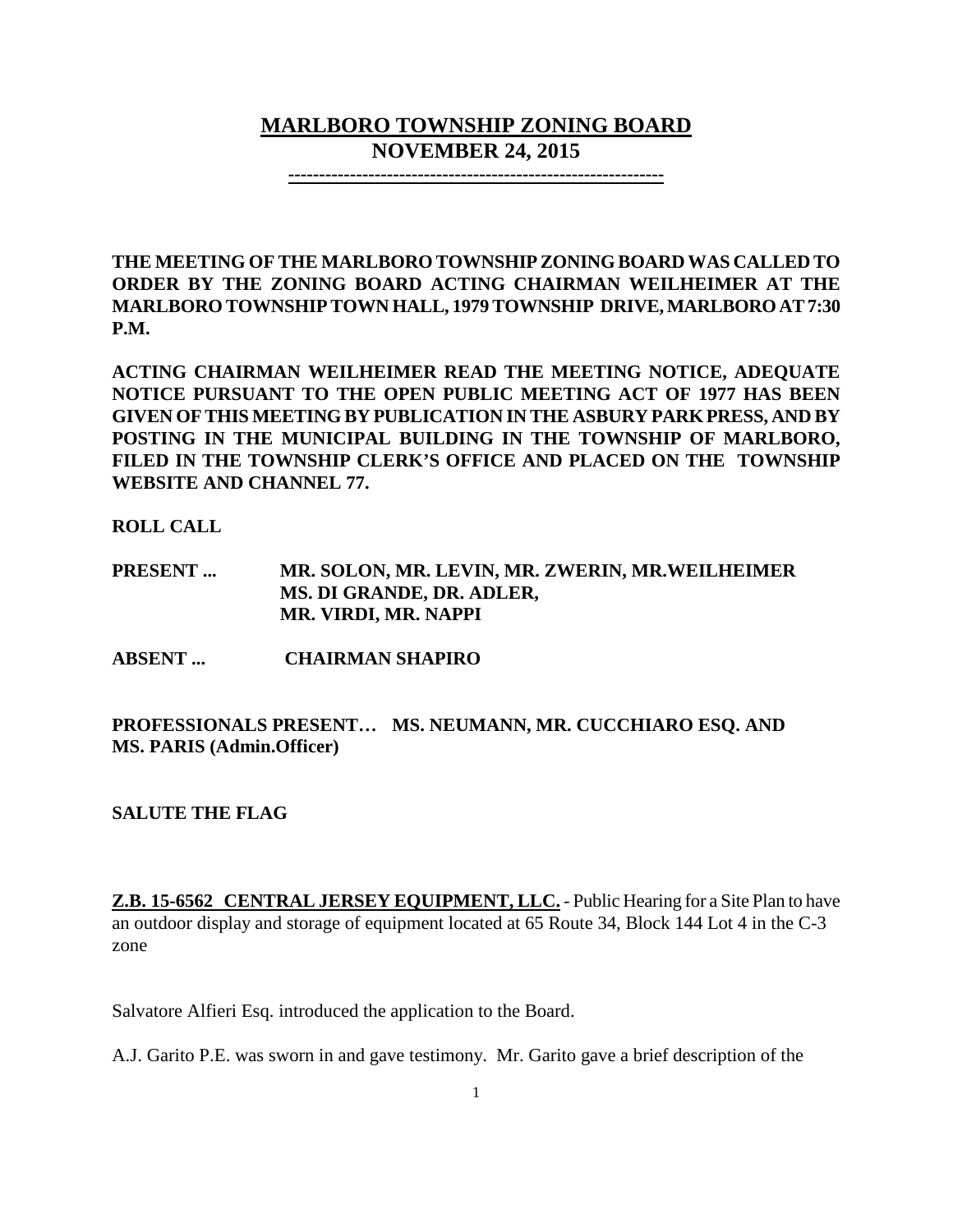# MARLBORO TOWNSHIP ZONING BOARD
## NOVEMBER 24, 2015

---

**THE MEETING OF THE MARLBORO TOWNSHIP ZONING BOARD WAS CALLED TO ORDER BY THE ZONING BOARD ACTING CHAIRMAN WEILHEIMER AT THE MARLBORO TOWNSHIP TOWN HALL, 1979 TOWNSHIP DRIVE, MARLBORO AT 7:30 P.M.**

**ACTING CHAIRMAN WEILHEIMER READ THE MEETING NOTICE, ADEQUATE NOTICE PURSUANT TO THE OPEN PUBLIC MEETING ACT OF 1977 HAS BEEN GIVEN OF THIS MEETING BY PUBLICATION IN THE ASBURY PARK PRESS, AND BY POSTING IN THE MUNICIPAL BUILDING IN THE TOWNSHIP OF MARLBORO, FILED IN THE TOWNSHIP CLERK'S OFFICE AND PLACED ON THE TOWNSHIP WEBSITE AND CHANNEL 77.**

**ROLL CALL**

**PRESENT ...** **MR. SOLON, MR. LEVIN, MR. ZWERIN, MR.WEILHEIMER MS. DI GRANDE, DR. ADLER, MR. VIRDI, MR. NAPPI**

**ABSENT ...** **CHAIRMAN SHAPIRO**

**PROFESSIONALS PRESENT… MS. NEUMANN, MR. CUCCHIARO ESQ. AND MS. PARIS (Admin.Officer)**

**SALUTE THE FLAG**

**Z.B. 15-6562 CENTRAL JERSEY EQUIPMENT, LLC.** - Public Hearing for a Site Plan to have an outdoor display and storage of equipment located at 65 Route 34, Block 144 Lot 4 in the C-3 zone

Salvatore Alfieri Esq. introduced the application to the Board.

A.J. Garito P.E. was sworn in and gave testimony. Mr. Garito gave a brief description of the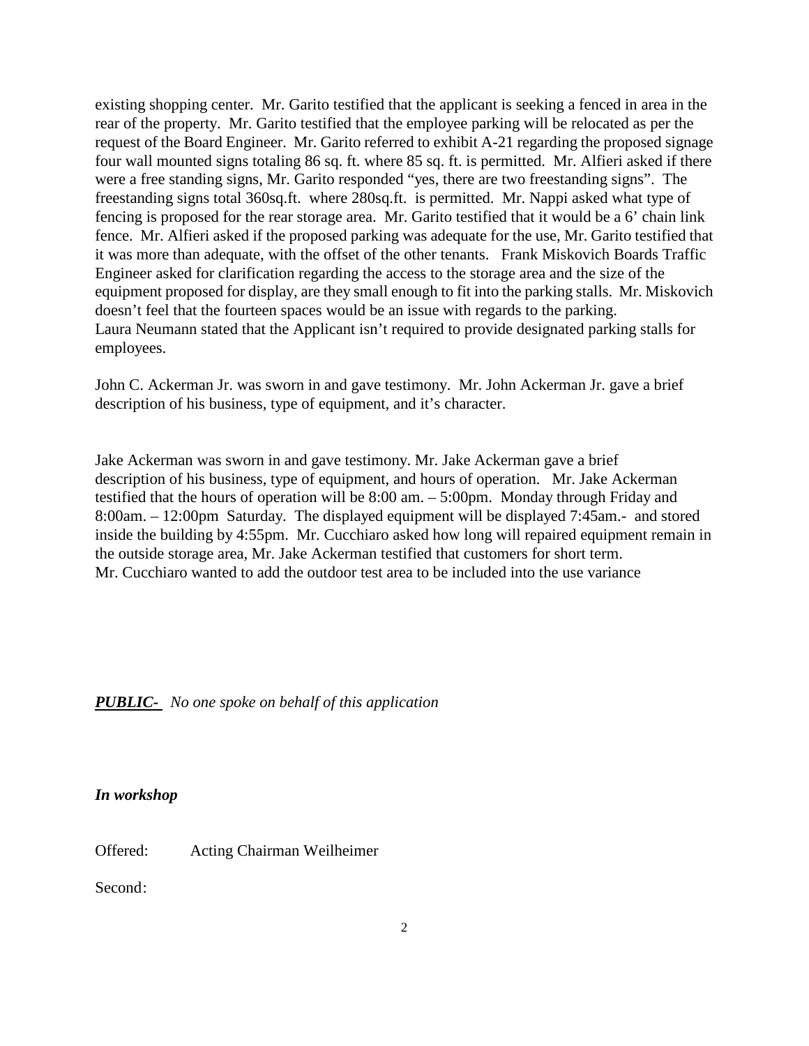existing shopping center. Mr. Garito testified that the applicant is seeking a fenced in area in the rear of the property. Mr. Garito testified that the employee parking will be relocated as per the request of the Board Engineer. Mr. Garito referred to exhibit A-21 regarding the proposed signage four wall mounted signs totaling 86 sq. ft. where 85 sq. ft. is permitted. Mr. Alfieri asked if there were a free standing signs, Mr. Garito responded "yes, there are two freestanding signs". The freestanding signs total 360sq.ft. where 280sq.ft. is permitted. Mr. Nappi asked what type of fencing is proposed for the rear storage area. Mr. Garito testified that it would be a 6' chain link fence. Mr. Alfieri asked if the proposed parking was adequate for the use, Mr. Garito testified that it was more than adequate, with the offset of the other tenants. Frank Miskovich Boards Traffic Engineer asked for clarification regarding the access to the storage area and the size of the equipment proposed for display, are they small enough to fit into the parking stalls. Mr. Miskovich doesn't feel that the fourteen spaces would be an issue with regards to the parking. Laura Neumann stated that the Applicant isn't required to provide designated parking stalls for employees.

John C. Ackerman Jr. was sworn in and gave testimony. Mr. John Ackerman Jr. gave a brief description of his business, type of equipment, and it's character.

Jake Ackerman was sworn in and gave testimony. Mr. Jake Ackerman gave a brief description of his business, type of equipment, and hours of operation. Mr. Jake Ackerman testified that the hours of operation will be 8:00 am. – 5:00pm. Monday through Friday and 8:00am. – 12:00pm Saturday. The displayed equipment will be displayed 7:45am.- and stored inside the building by 4:55pm. Mr. Cucchiaro asked how long will repaired equipment remain in the outside storage area, Mr. Jake Ackerman testified that customers for short term. Mr. Cucchiaro wanted to add the outdoor test area to be included into the use variance

***PUBLIC-*** *No one spoke on behalf of this application*

***In workshop***

Offered: Acting Chairman Weilheimer

Second: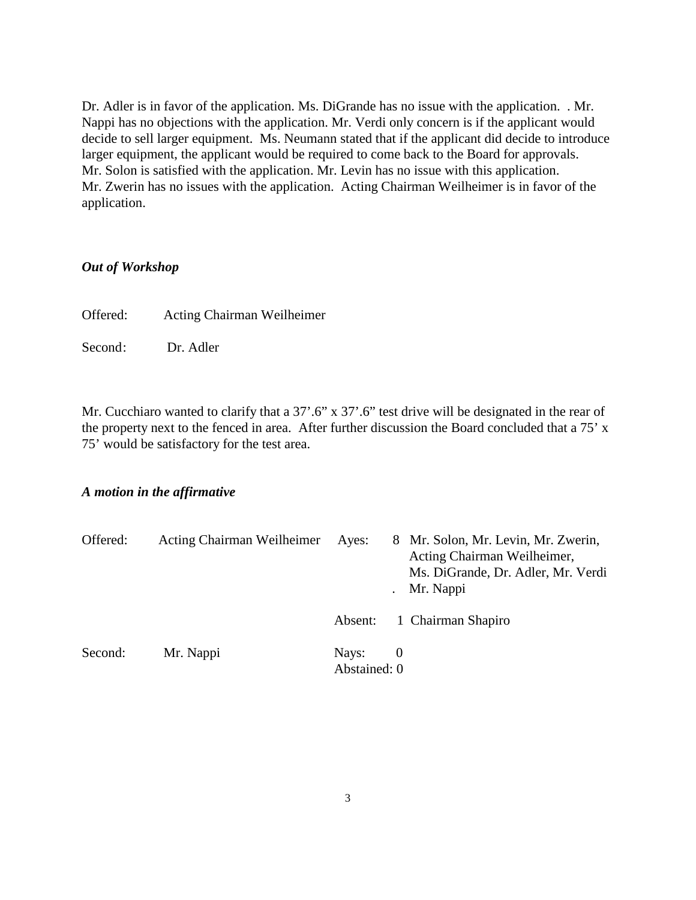Dr. Adler is in favor of the application. Ms. DiGrande has no issue with the application.  . Mr. Nappi has no objections with the application. Mr. Verdi only concern is if the applicant would decide to sell larger equipment.  Ms. Neumann stated that if the applicant did decide to introduce larger equipment, the applicant would be required to come back to the Board for approvals. Mr. Solon is satisfied with the application. Mr. Levin has no issue with this application. Mr. Zwerin has no issues with the application.  Acting Chairman Weilheimer is in favor of the application.

***Out of Workshop***

Offered: Acting Chairman Weilheimer

Second: Dr. Adler

Mr. Cucchiaro wanted to clarify that a 37’.6” x 37’.6” test drive will be designated in the rear of the property next to the fenced in area.  After further discussion the Board concluded that a 75’ x 75’ would be satisfactory for the test area.

***A motion in the affirmative***

| | | | |
|---|---|---|---|
| Offered: | Acting Chairman Weilheimer | Ayes: 8 | Mr. Solon, Mr. Levin, Mr. Zwerin, Acting Chairman Weilheimer, Ms. DiGrande, Dr. Adler, Mr. Verdi . Mr. Nappi |
| | | Absent: 1 | Chairman Shapiro |
| Second: | Mr. Nappi | Nays: 0 | |
| | | Abstained: 0 | |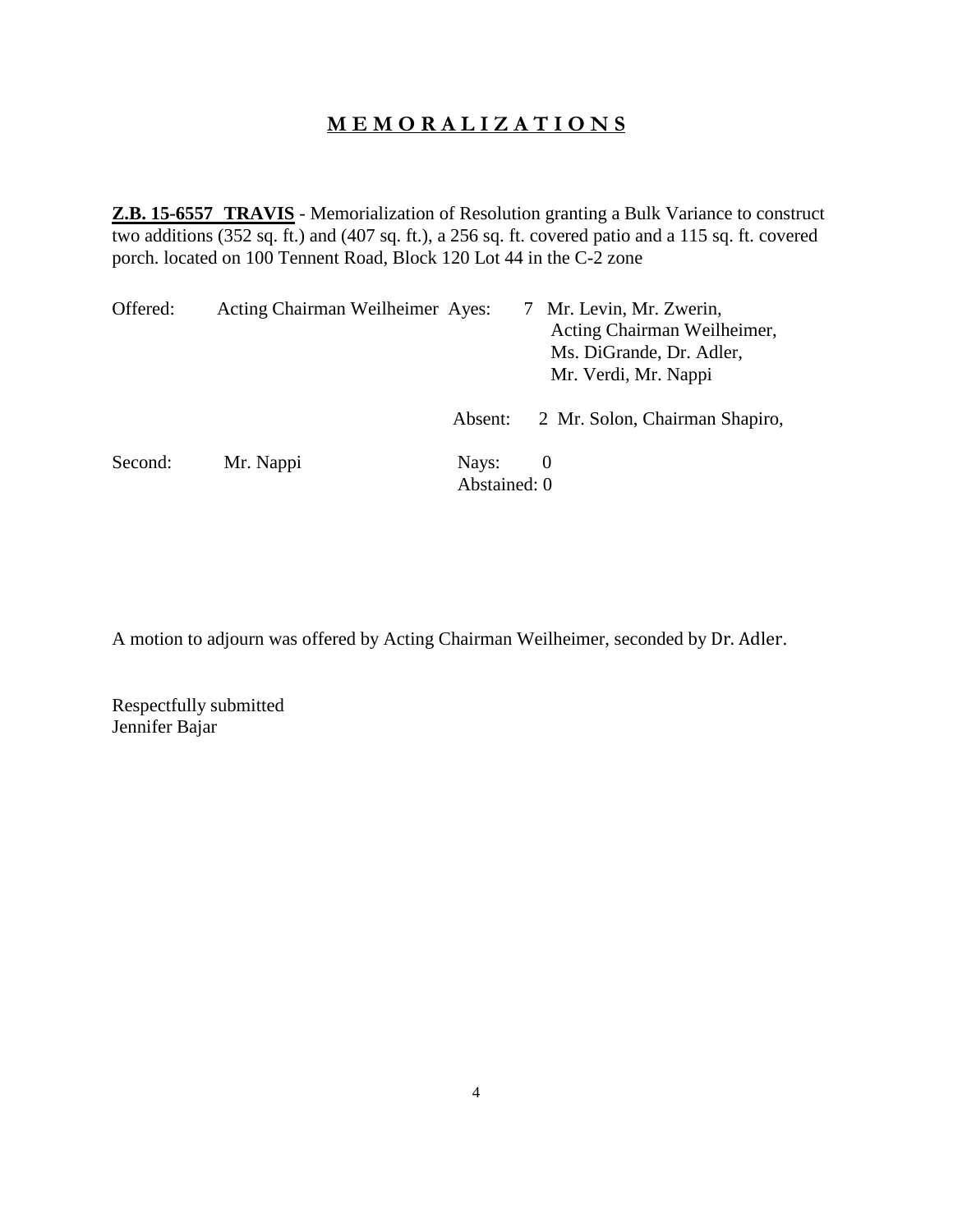## **M E M O R A L I Z A T I O N S**

**Z.B. 15-6557 TRAVIS** - Memorialization of Resolution granting a Bulk Variance to construct two additions (352 sq. ft.) and (407 sq. ft.), a 256 sq. ft. covered patio and a 115 sq. ft. covered porch. located on 100 Tennent Road, Block 120 Lot 44 in the C-2 zone

| | | | |
|---|---|---|---|
| Offered: | Acting Chairman Weilheimer | Ayes: | 7 Mr. Levin, Mr. Zwerin, Acting Chairman Weilheimer, Ms. DiGrande, Dr. Adler, Mr. Verdi, Mr. Nappi |
| | | Absent: | 2 Mr. Solon, Chairman Shapiro, |
| Second: | Mr. Nappi | Nays: | 0 |
| | | Abstained: | 0 |

A motion to adjourn was offered by Acting Chairman Weilheimer, seconded by Dr. Adler.

Respectfully submitted
Jennifer Bajar